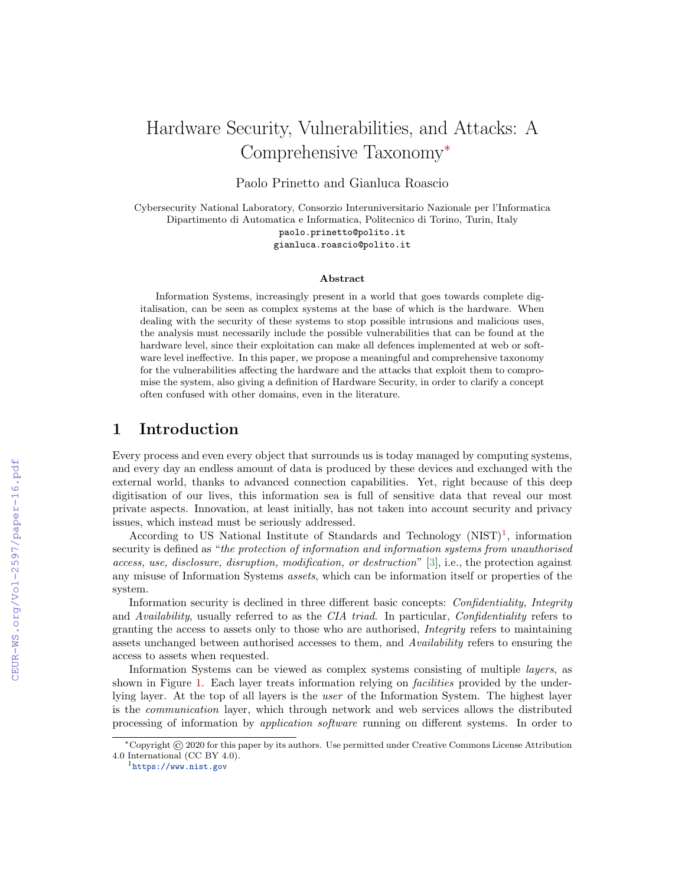# Hardware Security, Vulnerabilities, and Attacks: A Comprehensive Taxonomy*

Paolo Prinetto and Gianluca Roascio

Cybersecurity National Laboratory, Consorzio Interuniversitario Nazionale per l'Informatica
Dipartimento di Automatica e Informatica, Politecnico di Torino, Turin, Italy
paolo.prinetto@polito.it
gianluca.roascio@polito.it

### Abstract

Information Systems, increasingly present in a world that goes towards complete digitalisation, can be seen as complex systems at the base of which is the hardware. When dealing with the security of these systems to stop possible intrusions and malicious uses, the analysis must necessarily include the possible vulnerabilities that can be found at the hardware level, since their exploitation can make all defences implemented at web or software level ineffective. In this paper, we propose a meaningful and comprehensive taxonomy for the vulnerabilities affecting the hardware and the attacks that exploit them to compromise the system, also giving a definition of Hardware Security, in order to clarify a concept often confused with other domains, even in the literature.

## 1 Introduction

Every process and even every object that surrounds us is today managed by computing systems, and every day an endless amount of data is produced by these devices and exchanged with the external world, thanks to advanced connection capabilities. Yet, right because of this deep digitisation of our lives, this information sea is full of sensitive data that reveal our most private aspects. Innovation, at least initially, has not taken into account security and privacy issues, which instead must be seriously addressed.

According to US National Institute of Standards and Technology (NIST)[1], information security is defined as "*the protection of information and information systems from unauthorised access, use, disclosure, disruption, modification, or destruction*" [3], i.e., the protection against any misuse of Information Systems *assets*, which can be information itself or properties of the system.

Information security is declined in three different basic concepts: *Confidentiality, Integrity* and *Availability*, usually referred to as the *CIA triad*. In particular, *Confidentiality* refers to granting the access to assets only to those who are authorised, *Integrity* refers to maintaining assets unchanged between authorised accesses to them, and *Availability* refers to ensuring the access to assets when requested.

Information Systems can be viewed as complex systems consisting of multiple *layers*, as shown in Figure 1. Each layer treats information relying on *facilities* provided by the underlying layer. At the top of all layers is the *user* of the Information System. The highest layer is the *communication* layer, which through network and web services allows the distributed processing of information by *application software* running on different systems. In order to

*Copyright © 2020 for this paper by its authors. Use permitted under Creative Commons License Attribution 4.0 International (CC BY 4.0).

[1] https://www.nist.gov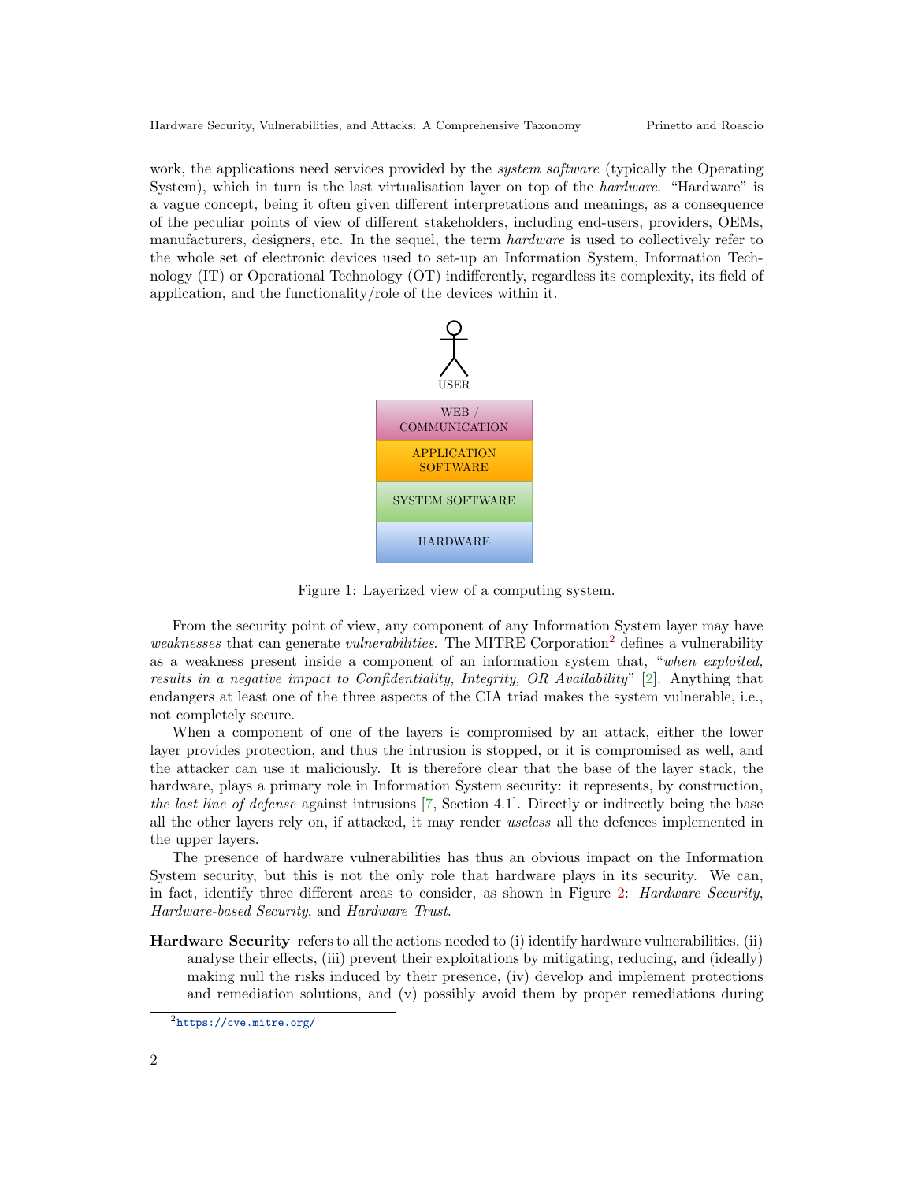work, the applications need services provided by the *system software* (typically the Operating System), which in turn is the last virtualisation layer on top of the *hardware*. "Hardware" is a vague concept, being it often given different interpretations and meanings, as a consequence of the peculiar points of view of different stakeholders, including end-users, providers, OEMs, manufacturers, designers, etc. In the sequel, the term *hardware* is used to collectively refer to the whole set of electronic devices used to set-up an Information System, Information Technology (IT) or Operational Technology (OT) indifferently, regardless its complexity, its field of application, and the functionality/role of the devices within it.

USER

WEB / COMMUNICATION

APPLICATION SOFTWARE

SYSTEM SOFTWARE

HARDWARE

Figure 1: Layerized view of a computing system.

From the security point of view, any component of any Information System layer may have *weaknesses* that can generate *vulnerabilities*. The MITRE Corporation[2] defines a vulnerability as a weakness present inside a component of an information system that, "*when exploited, results in a negative impact to Confidentiality, Integrity, OR Availability*" [2]. Anything that endangers at least one of the three aspects of the CIA triad makes the system vulnerable, i.e., not completely secure.

When a component of one of the layers is compromised by an attack, either the lower layer provides protection, and thus the intrusion is stopped, or it is compromised as well, and the attacker can use it maliciously. It is therefore clear that the base of the layer stack, the hardware, plays a primary role in Information System security: it represents, by construction, *the last line of defense* against intrusions [7, Section 4.1]. Directly or indirectly being the base all the other layers rely on, if attacked, it may render *useless* all the defences implemented in the upper layers.

The presence of hardware vulnerabilities has thus an obvious impact on the Information System security, but this is not the only role that hardware plays in its security. We can, in fact, identify three different areas to consider, as shown in Figure 2: *Hardware Security*, *Hardware-based Security*, and *Hardware Trust*.

**Hardware Security** refers to all the actions needed to (i) identify hardware vulnerabilities, (ii) analyse their effects, (iii) prevent their exploitations by mitigating, reducing, and (ideally) making null the risks induced by their presence, (iv) develop and implement protections and remediation solutions, and (v) possibly avoid them by proper remediations during

[2] https://cve.mitre.org/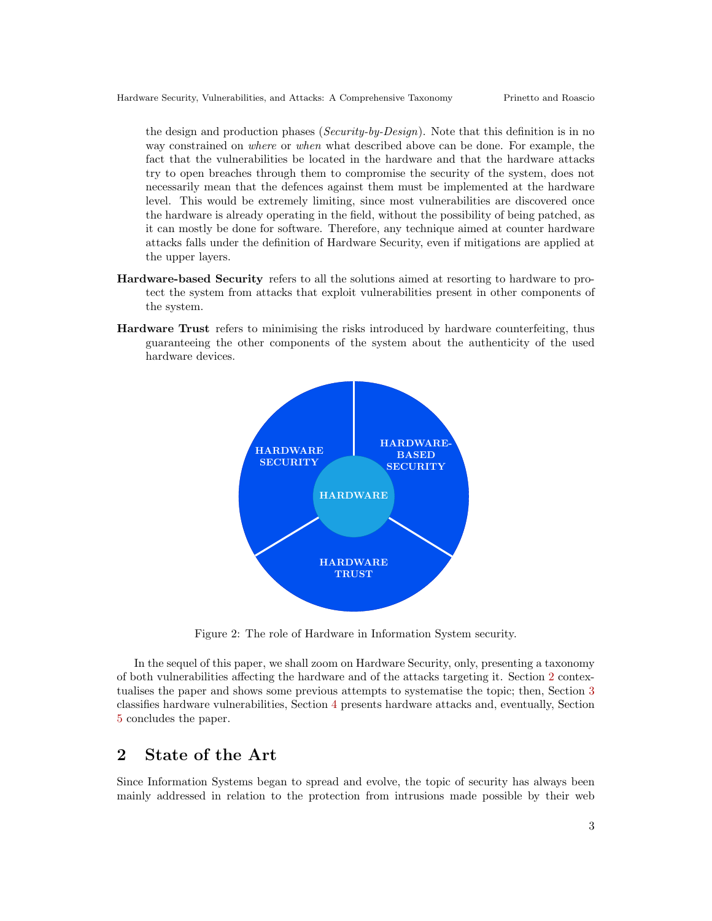the design and production phases (*Security-by-Design*). Note that this definition is in no way constrained on *where* or *when* what described above can be done. For example, the fact that the vulnerabilities be located in the hardware and that the hardware attacks try to open breaches through them to compromise the security of the system, does not necessarily mean that the defences against them must be implemented at the hardware level. This would be extremely limiting, since most vulnerabilities are discovered once the hardware is already operating in the field, without the possibility of being patched, as it can mostly be done for software. Therefore, any technique aimed at counter hardware attacks falls under the definition of Hardware Security, even if mitigations are applied at the upper layers.

**Hardware-based Security** refers to all the solutions aimed at resorting to hardware to protect the system from attacks that exploit vulnerabilities present in other components of the system.

**Hardware Trust** refers to minimising the risks introduced by hardware counterfeiting, thus guaranteeing the other components of the system about the authenticity of the used hardware devices.

Figure 2: The role of Hardware in Information System security.

In the sequel of this paper, we shall zoom on Hardware Security, only, presenting a taxonomy of both vulnerabilities affecting the hardware and of the attacks targeting it. Section 2 contextualises the paper and shows some previous attempts to systematise the topic; then, Section 3 classifies hardware vulnerabilities, Section 4 presents hardware attacks and, eventually, Section 5 concludes the paper.

## 2 State of the Art

Since Information Systems began to spread and evolve, the topic of security has always been mainly addressed in relation to the protection from intrusions made possible by their web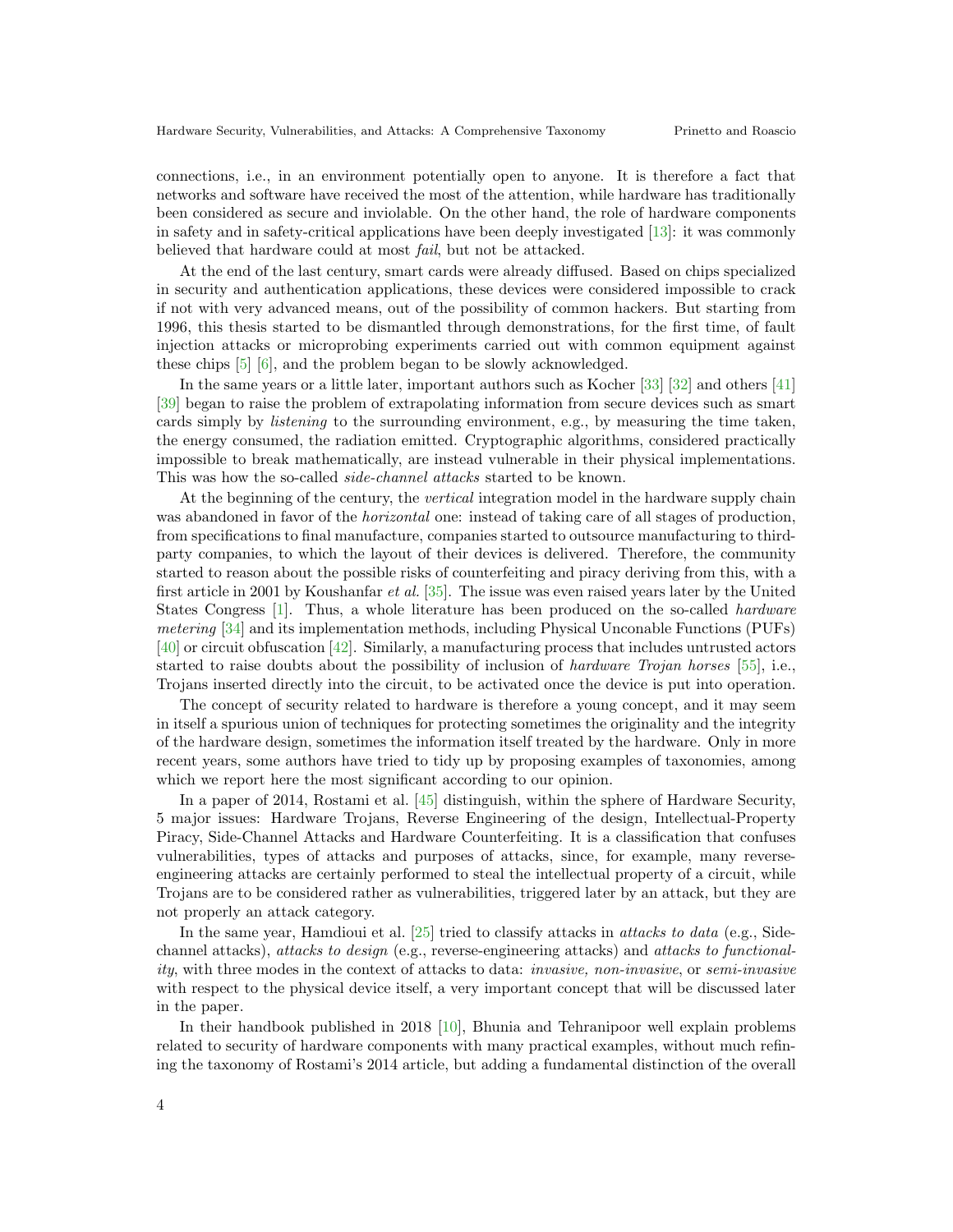connections, i.e., in an environment potentially open to anyone. It is therefore a fact that networks and software have received the most of the attention, while hardware has traditionally been considered as secure and inviolable. On the other hand, the role of hardware components in safety and in safety-critical applications have been deeply investigated [13]: it was commonly believed that hardware could at most *fail*, but not be attacked.

At the end of the last century, smart cards were already diffused. Based on chips specialized in security and authentication applications, these devices were considered impossible to crack if not with very advanced means, out of the possibility of common hackers. But starting from 1996, this thesis started to be dismantled through demonstrations, for the first time, of fault injection attacks or microprobing experiments carried out with common equipment against these chips [5] [6], and the problem began to be slowly acknowledged.

In the same years or a little later, important authors such as Kocher [33] [32] and others [41] [39] began to raise the problem of extrapolating information from secure devices such as smart cards simply by *listening* to the surrounding environment, e.g., by measuring the time taken, the energy consumed, the radiation emitted. Cryptographic algorithms, considered practically impossible to break mathematically, are instead vulnerable in their physical implementations. This was how the so-called *side-channel attacks* started to be known.

At the beginning of the century, the *vertical* integration model in the hardware supply chain was abandoned in favor of the *horizontal* one: instead of taking care of all stages of production, from specifications to final manufacture, companies started to outsource manufacturing to third-party companies, to which the layout of their devices is delivered. Therefore, the community started to reason about the possible risks of counterfeiting and piracy deriving from this, with a first article in 2001 by Koushanfar *et al.* [35]. The issue was even raised years later by the United States Congress [1]. Thus, a whole literature has been produced on the so-called *hardware metering* [34] and its implementation methods, including Physical Unconable Functions (PUFs) [40] or circuit obfuscation [42]. Similarly, a manufacturing process that includes untrusted actors started to raise doubts about the possibility of inclusion of *hardware Trojan horses* [55], i.e., Trojans inserted directly into the circuit, to be activated once the device is put into operation.

The concept of security related to hardware is therefore a young concept, and it may seem in itself a spurious union of techniques for protecting sometimes the originality and the integrity of the hardware design, sometimes the information itself treated by the hardware. Only in more recent years, some authors have tried to tidy up by proposing examples of taxonomies, among which we report here the most significant according to our opinion.

In a paper of 2014, Rostami et al. [45] distinguish, within the sphere of Hardware Security, 5 major issues: Hardware Trojans, Reverse Engineering of the design, Intellectual-Property Piracy, Side-Channel Attacks and Hardware Counterfeiting. It is a classification that confuses vulnerabilities, types of attacks and purposes of attacks, since, for example, many reverse-engineering attacks are certainly performed to steal the intellectual property of a circuit, while Trojans are to be considered rather as vulnerabilities, triggered later by an attack, but they are not properly an attack category.

In the same year, Hamdioui et al. [25] tried to classify attacks in *attacks to data* (e.g., Side-channel attacks), *attacks to design* (e.g., reverse-engineering attacks) and *attacks to functionality*, with three modes in the context of attacks to data: *invasive, non-invasive*, or *semi-invasive* with respect to the physical device itself, a very important concept that will be discussed later in the paper.

In their handbook published in 2018 [10], Bhunia and Tehranipoor well explain problems related to security of hardware components with many practical examples, without much refining the taxonomy of Rostami's 2014 article, but adding a fundamental distinction of the overall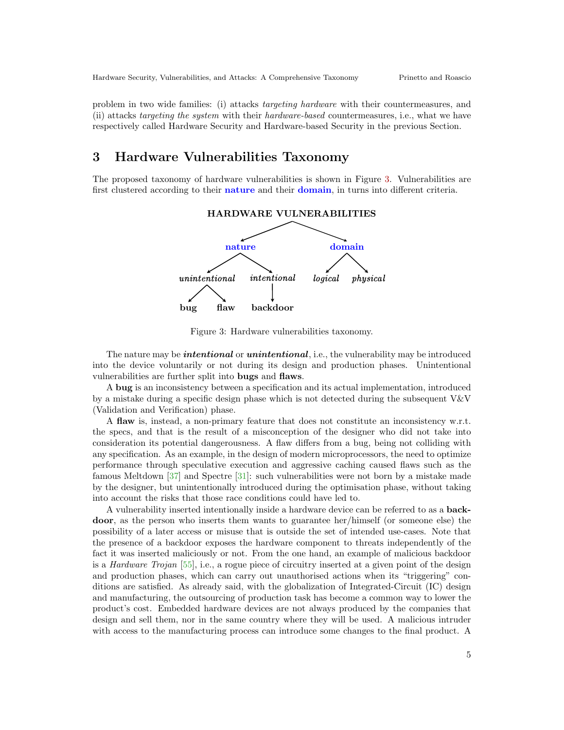problem in two wide families: (i) attacks *targeting hardware* with their countermeasures, and (ii) attacks *targeting the system* with their *hardware-based* countermeasures, i.e., what we have respectively called Hardware Security and Hardware-based Security in the previous Section.

# 3 Hardware Vulnerabilities Taxonomy

The proposed taxonomy of hardware vulnerabilities is shown in Figure 3. Vulnerabilities are first clustered according to their **nature** and their **domain**, in turns into different criteria.

**HARDWARE VULNERABILITIES**

- **nature**
  - *unintentional*
    - **bug**
    - **flaw**
  - *intentional*
    - **backdoor**
- **domain**
  - *logical*
  - *physical*

Figure 3: Hardware vulnerabilities taxonomy.

The nature may be ***intentional*** or ***unintentional***, i.e., the vulnerability may be introduced into the device voluntarily or not during its design and production phases. Unintentional vulnerabilities are further split into **bugs** and **flaws**.

A **bug** is an inconsistency between a specification and its actual implementation, introduced by a mistake during a specific design phase which is not detected during the subsequent V&V (Validation and Verification) phase.

A **flaw** is, instead, a non-primary feature that does not constitute an inconsistency w.r.t. the specs, and that is the result of a misconception of the designer who did not take into consideration its potential dangerousness. A flaw differs from a bug, being not colliding with any specification. As an example, in the design of modern microprocessors, the need to optimize performance through speculative execution and aggressive caching caused flaws such as the famous Meltdown [37] and Spectre [31]: such vulnerabilities were not born by a mistake made by the designer, but unintentionally introduced during the optimisation phase, without taking into account the risks that those race conditions could have led to.

A vulnerability inserted intentionally inside a hardware device can be referred to as a **backdoor**, as the person who inserts them wants to guarantee her/himself (or someone else) the possibility of a later access or misuse that is outside the set of intended use-cases. Note that the presence of a backdoor exposes the hardware component to threats independently of the fact it was inserted maliciously or not. From the one hand, an example of malicious backdoor is a *Hardware Trojan* [55], i.e., a rogue piece of circuitry inserted at a given point of the design and production phases, which can carry out unauthorised actions when its "triggering" conditions are satisfied. As already said, with the globalization of Integrated-Circuit (IC) design and manufacturing, the outsourcing of production task has become a common way to lower the product's cost. Embedded hardware devices are not always produced by the companies that design and sell them, nor in the same country where they will be used. A malicious intruder with access to the manufacturing process can introduce some changes to the final product. A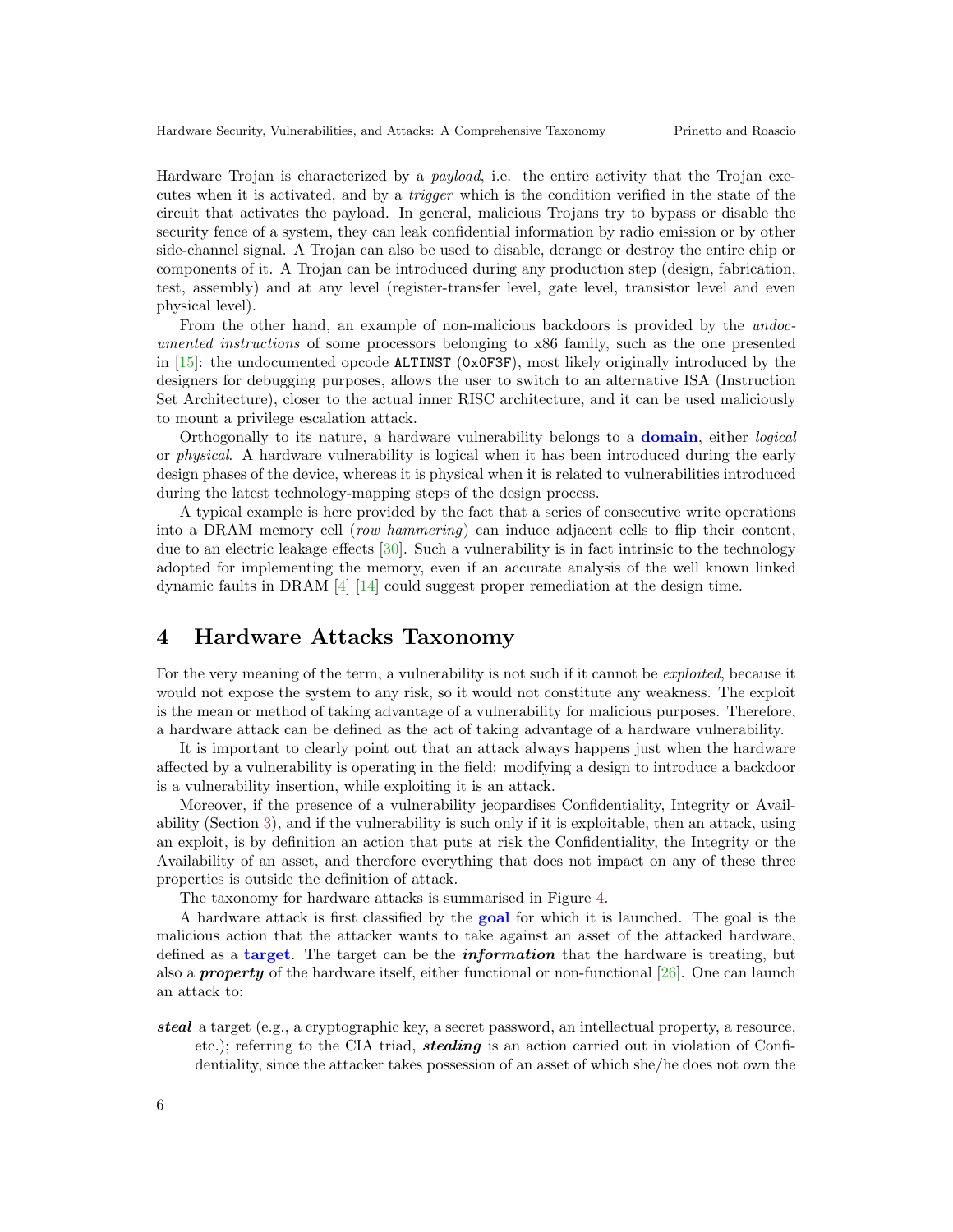Hardware Trojan is characterized by a *payload*, i.e. the entire activity that the Trojan executes when it is activated, and by a *trigger* which is the condition verified in the state of the circuit that activates the payload. In general, malicious Trojans try to bypass or disable the security fence of a system, they can leak confidential information by radio emission or by other side-channel signal. A Trojan can also be used to disable, derange or destroy the entire chip or components of it. A Trojan can be introduced during any production step (design, fabrication, test, assembly) and at any level (register-transfer level, gate level, transistor level and even physical level).

From the other hand, an example of non-malicious backdoors is provided by the *undocumented instructions* of some processors belonging to x86 family, such as the one presented in [15]: the undocumented opcode `ALTINST` (`0x0F3F`), most likely originally introduced by the designers for debugging purposes, allows the user to switch to an alternative ISA (Instruction Set Architecture), closer to the actual inner RISC architecture, and it can be used maliciously to mount a privilege escalation attack.

Orthogonally to its nature, a hardware vulnerability belongs to a **domain**, either *logical* or *physical*. A hardware vulnerability is logical when it has been introduced during the early design phases of the device, whereas it is physical when it is related to vulnerabilities introduced during the latest technology-mapping steps of the design process.

A typical example is here provided by the fact that a series of consecutive write operations into a DRAM memory cell (*row hammering*) can induce adjacent cells to flip their content, due to an electric leakage effects [30]. Such a vulnerability is in fact intrinsic to the technology adopted for implementing the memory, even if an accurate analysis of the well known linked dynamic faults in DRAM [4] [14] could suggest proper remediation at the design time.

## 4 Hardware Attacks Taxonomy

For the very meaning of the term, a vulnerability is not such if it cannot be *exploited*, because it would not expose the system to any risk, so it would not constitute any weakness. The exploit is the mean or method of taking advantage of a vulnerability for malicious purposes. Therefore, a hardware attack can be defined as the act of taking advantage of a hardware vulnerability.

It is important to clearly point out that an attack always happens just when the hardware affected by a vulnerability is operating in the field: modifying a design to introduce a backdoor is a vulnerability insertion, while exploiting it is an attack.

Moreover, if the presence of a vulnerability jeopardises Confidentiality, Integrity or Availability (Section 3), and if the vulnerability is such only if it is exploitable, then an attack, using an exploit, is by definition an action that puts at risk the Confidentiality, the Integrity or the Availability of an asset, and therefore everything that does not impact on any of these three properties is outside the definition of attack.

The taxonomy for hardware attacks is summarised in Figure 4.

A hardware attack is first classified by the **goal** for which it is launched. The goal is the malicious action that the attacker wants to take against an asset of the attacked hardware, defined as a **target**. The target can be the ***information*** that the hardware is treating, but also a ***property*** of the hardware itself, either functional or non-functional [26]. One can launch an attack to:

- ***steal*** a target (e.g., a cryptographic key, a secret password, an intellectual property, a resource, etc.); referring to the CIA triad, ***stealing*** is an action carried out in violation of Confidentiality, since the attacker takes possession of an asset of which she/he does not own the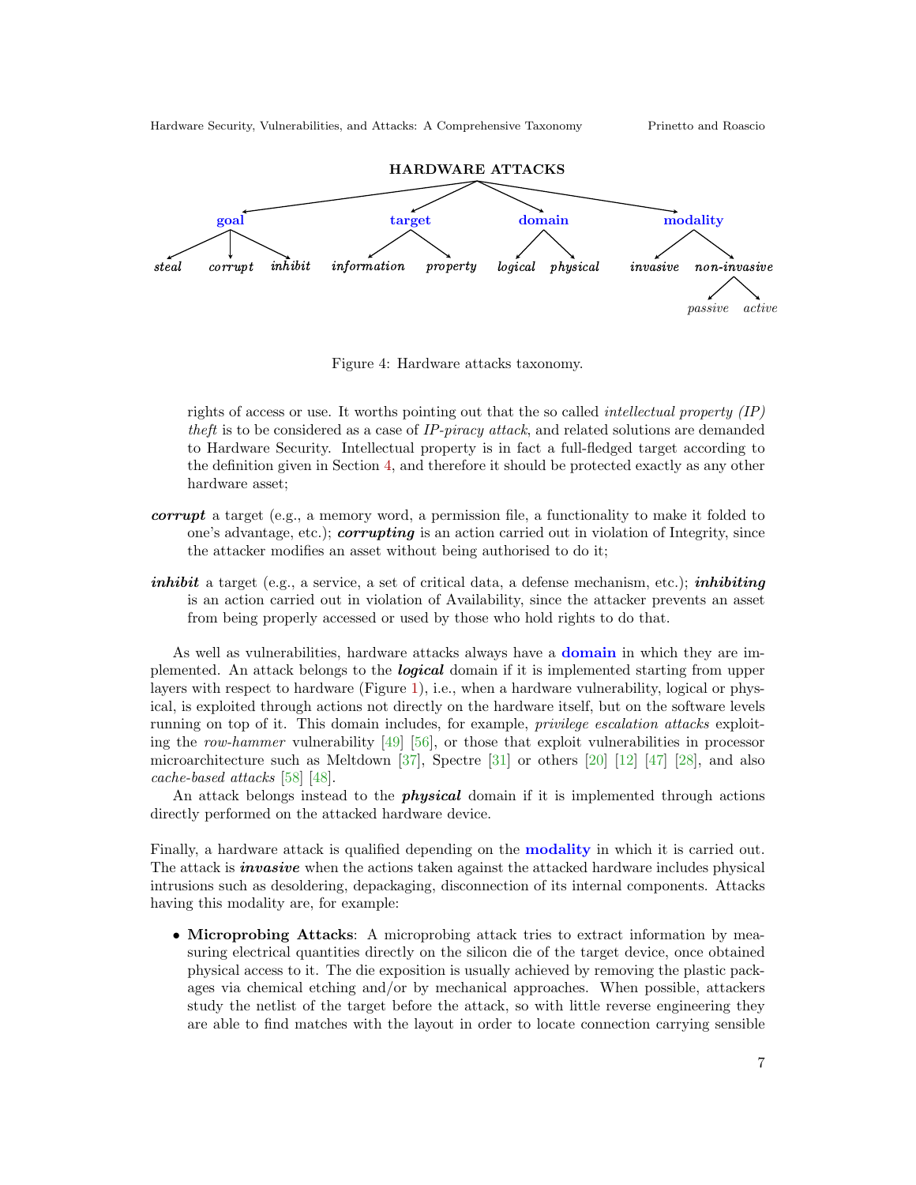HARDWARE ATTACKS

- **goal**: *steal*, *corrupt*, *inhibit*
- **target**: *information*, *property*
- **domain**: *logical*, *physical*
- **modality**: *invasive*, *non-invasive* (*passive*, *active*)

Figure 4: Hardware attacks taxonomy.

rights of access or use. It worths pointing out that the so called *intellectual property (IP) theft* is to be considered as a case of *IP-piracy attack*, and related solutions are demanded to Hardware Security. Intellectual property is in fact a full-fledged target according to the definition given in Section 4, and therefore it should be protected exactly as any other hardware asset;

***corrupt*** a target (e.g., a memory word, a permission file, a functionality to make it folded to one's advantage, etc.); ***corrupting*** is an action carried out in violation of Integrity, since the attacker modifies an asset without being authorised to do it;

***inhibit*** a target (e.g., a service, a set of critical data, a defense mechanism, etc.); ***inhibiting*** is an action carried out in violation of Availability, since the attacker prevents an asset from being properly accessed or used by those who hold rights to do that.

As well as vulnerabilities, hardware attacks always have a **domain** in which they are implemented. An attack belongs to the ***logical*** domain if it is implemented starting from upper layers with respect to hardware (Figure 1), i.e., when a hardware vulnerability, logical or physical, is exploited through actions not directly on the hardware itself, but on the software levels running on top of it. This domain includes, for example, *privilege escalation attacks* exploiting the *row-hammer* vulnerability [49] [56], or those that exploit vulnerabilities in processor microarchitecture such as Meltdown [37], Spectre [31] or others [20] [12] [47] [28], and also *cache-based attacks* [58] [48].

An attack belongs instead to the ***physical*** domain if it is implemented through actions directly performed on the attacked hardware device.

Finally, a hardware attack is qualified depending on the **modality** in which it is carried out. The attack is ***invasive*** when the actions taken against the attacked hardware includes physical intrusions such as desoldering, depackaging, disconnection of its internal components. Attacks having this modality are, for example:

- **Microprobing Attacks**: A microprobing attack tries to extract information by measuring electrical quantities directly on the silicon die of the target device, once obtained physical access to it. The die exposition is usually achieved by removing the plastic packages via chemical etching and/or by mechanical approaches. When possible, attackers study the netlist of the target before the attack, so with little reverse engineering they are able to find matches with the layout in order to locate connection carrying sensible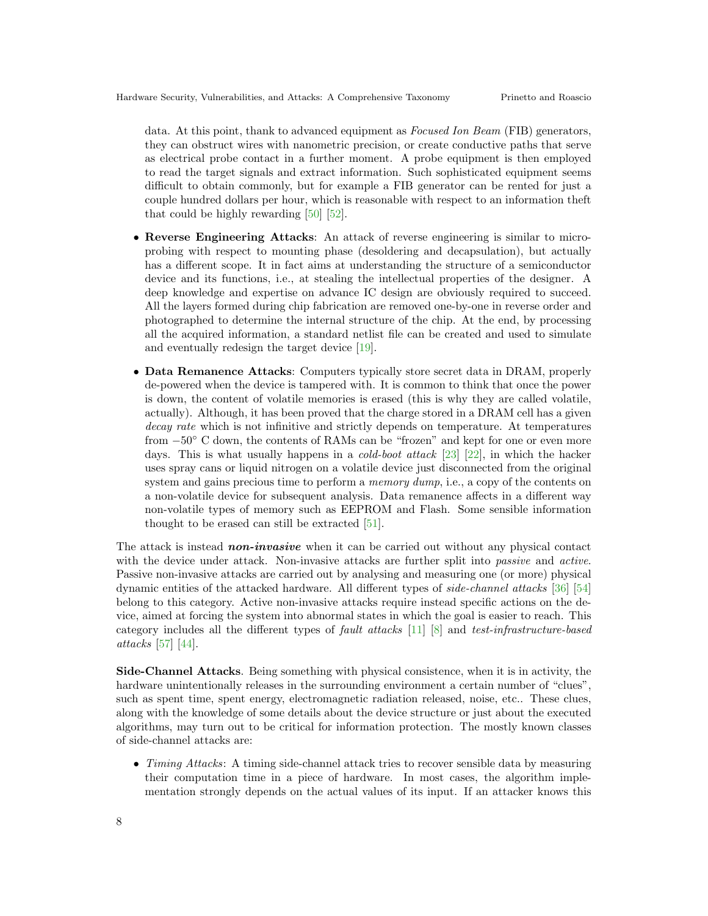data. At this point, thank to advanced equipment as *Focused Ion Beam* (FIB) generators, they can obstruct wires with nanometric precision, or create conductive paths that serve as electrical probe contact in a further moment. A probe equipment is then employed to read the target signals and extract information. Such sophisticated equipment seems difficult to obtain commonly, but for example a FIB generator can be rented for just a couple hundred dollars per hour, which is reasonable with respect to an information theft that could be highly rewarding [50] [52].

- **Reverse Engineering Attacks**: An attack of reverse engineering is similar to microprobing with respect to mounting phase (desoldering and decapsulation), but actually has a different scope. It in fact aims at understanding the structure of a semiconductor device and its functions, i.e., at stealing the intellectual properties of the designer. A deep knowledge and expertise on advance IC design are obviously required to succeed. All the layers formed during chip fabrication are removed one-by-one in reverse order and photographed to determine the internal structure of the chip. At the end, by processing all the acquired information, a standard netlist file can be created and used to simulate and eventually redesign the target device [19].

- **Data Remanence Attacks**: Computers typically store secret data in DRAM, properly de-powered when the device is tampered with. It is common to think that once the power is down, the content of volatile memories is erased (this is why they are called volatile, actually). Although, it has been proved that the charge stored in a DRAM cell has a given *decay rate* which is not infinitive and strictly depends on temperature. At temperatures from $-50°$ C down, the contents of RAMs can be "frozen" and kept for one or even more days. This is what usually happens in a *cold-boot attack* [23] [22], in which the hacker uses spray cans or liquid nitrogen on a volatile device just disconnected from the original system and gains precious time to perform a *memory dump*, i.e., a copy of the contents on a non-volatile device for subsequent analysis. Data remanence affects in a different way non-volatile types of memory such as EEPROM and Flash. Some sensible information thought to be erased can still be extracted [51].

The attack is instead ***non-invasive*** when it can be carried out without any physical contact with the device under attack. Non-invasive attacks are further split into *passive* and *active*. Passive non-invasive attacks are carried out by analysing and measuring one (or more) physical dynamic entities of the attacked hardware. All different types of *side-channel attacks* [36] [54] belong to this category. Active non-invasive attacks require instead specific actions on the device, aimed at forcing the system into abnormal states in which the goal is easier to reach. This category includes all the different types of *fault attacks* [11] [8] and *test-infrastructure-based attacks* [57] [44].

**Side-Channel Attacks**. Being something with physical consistence, when it is in activity, the hardware unintentionally releases in the surrounding environment a certain number of "clues", such as spent time, spent energy, electromagnetic radiation released, noise, etc.. These clues, along with the knowledge of some details about the device structure or just about the executed algorithms, may turn out to be critical for information protection. The mostly known classes of side-channel attacks are:

- *Timing Attacks*: A timing side-channel attack tries to recover sensible data by measuring their computation time in a piece of hardware. In most cases, the algorithm implementation strongly depends on the actual values of its input. If an attacker knows this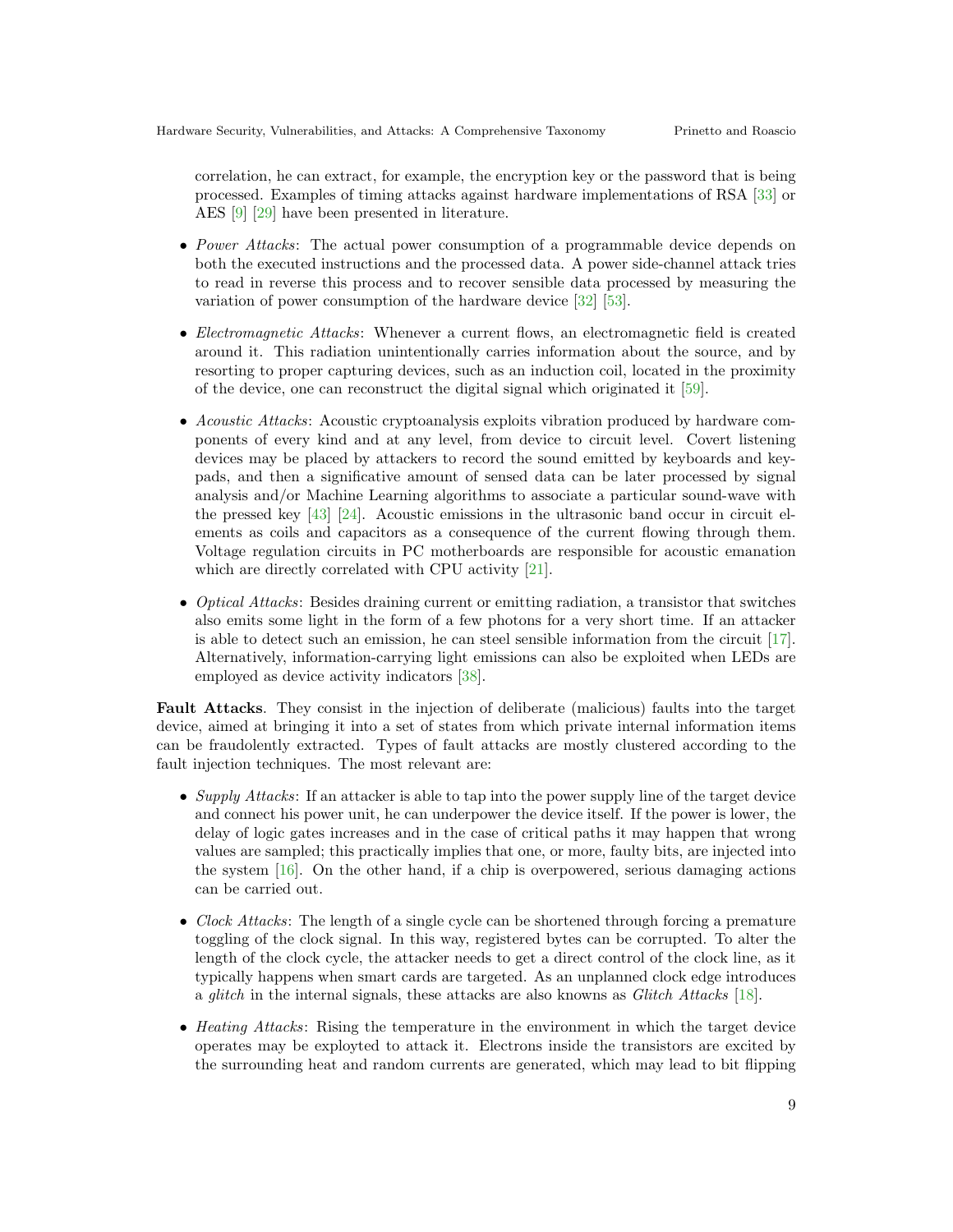correlation, he can extract, for example, the encryption key or the password that is being processed. Examples of timing attacks against hardware implementations of RSA [33] or AES [9] [29] have been presented in literature.

- *Power Attacks*: The actual power consumption of a programmable device depends on both the executed instructions and the processed data. A power side-channel attack tries to read in reverse this process and to recover sensible data processed by measuring the variation of power consumption of the hardware device [32] [53].
- *Electromagnetic Attacks*: Whenever a current flows, an electromagnetic field is created around it. This radiation unintentionally carries information about the source, and by resorting to proper capturing devices, such as an induction coil, located in the proximity of the device, one can reconstruct the digital signal which originated it [59].
- *Acoustic Attacks*: Acoustic cryptoanalysis exploits vibration produced by hardware components of every kind and at any level, from device to circuit level. Covert listening devices may be placed by attackers to record the sound emitted by keyboards and keypads, and then a significative amount of sensed data can be later processed by signal analysis and/or Machine Learning algorithms to associate a particular sound-wave with the pressed key [43] [24]. Acoustic emissions in the ultrasonic band occur in circuit elements as coils and capacitors as a consequence of the current flowing through them. Voltage regulation circuits in PC motherboards are responsible for acoustic emanation which are directly correlated with CPU activity [21].
- *Optical Attacks*: Besides draining current or emitting radiation, a transistor that switches also emits some light in the form of a few photons for a very short time. If an attacker is able to detect such an emission, he can steel sensible information from the circuit [17]. Alternatively, information-carrying light emissions can also be exploited when LEDs are employed as device activity indicators [38].

**Fault Attacks**. They consist in the injection of deliberate (malicious) faults into the target device, aimed at bringing it into a set of states from which private internal information items can be fraudolently extracted. Types of fault attacks are mostly clustered according to the fault injection techniques. The most relevant are:

- *Supply Attacks*: If an attacker is able to tap into the power supply line of the target device and connect his power unit, he can underpower the device itself. If the power is lower, the delay of logic gates increases and in the case of critical paths it may happen that wrong values are sampled; this practically implies that one, or more, faulty bits, are injected into the system [16]. On the other hand, if a chip is overpowered, serious damaging actions can be carried out.
- *Clock Attacks*: The length of a single cycle can be shortened through forcing a premature toggling of the clock signal. In this way, registered bytes can be corrupted. To alter the length of the clock cycle, the attacker needs to get a direct control of the clock line, as it typically happens when smart cards are targeted. As an unplanned clock edge introduces a *glitch* in the internal signals, these attacks are also knowns as *Glitch Attacks* [18].
- *Heating Attacks*: Rising the temperature in the environment in which the target device operates may be exployted to attack it. Electrons inside the transistors are excited by the surrounding heat and random currents are generated, which may lead to bit flipping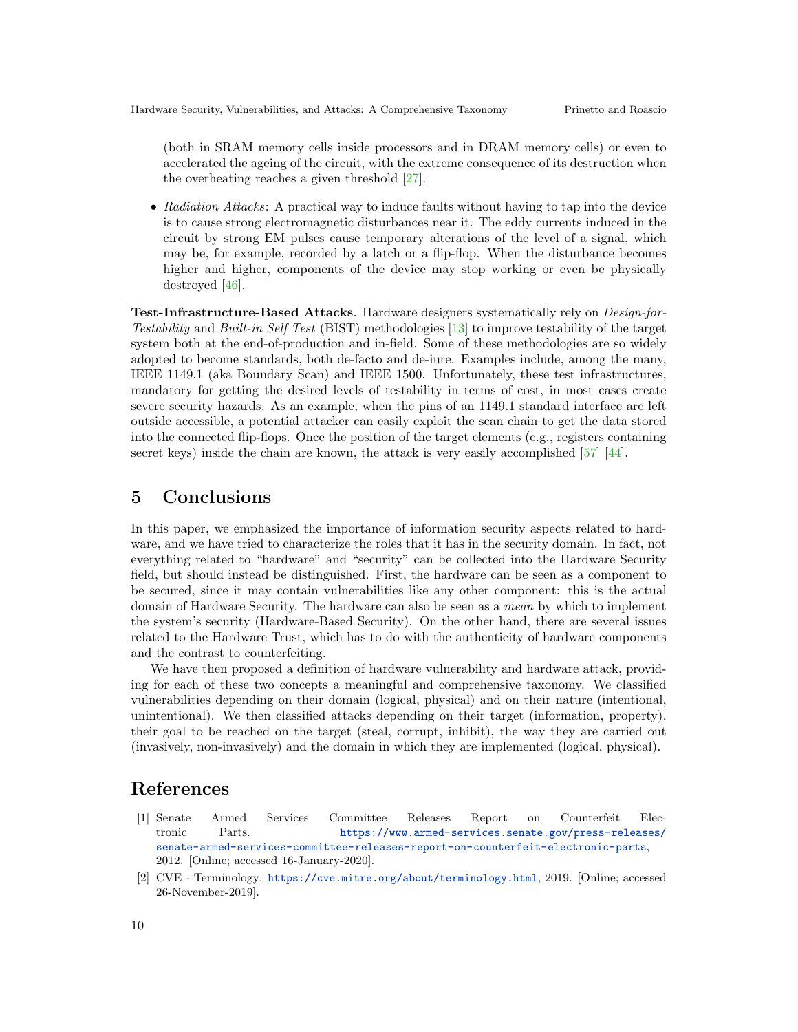(both in SRAM memory cells inside processors and in DRAM memory cells) or even to accelerated the ageing of the circuit, with the extreme consequence of its destruction when the overheating reaches a given threshold [27].

- *Radiation Attacks*: A practical way to induce faults without having to tap into the device is to cause strong electromagnetic disturbances near it. The eddy currents induced in the circuit by strong EM pulses cause temporary alterations of the level of a signal, which may be, for example, recorded by a latch or a flip-flop. When the disturbance becomes higher and higher, components of the device may stop working or even be physically destroyed [46].

**Test-Infrastructure-Based Attacks**. Hardware designers systematically rely on *Design-for-Testability* and *Built-in Self Test* (BIST) methodologies [13] to improve testability of the target system both at the end-of-production and in-field. Some of these methodologies are so widely adopted to become standards, both de-facto and de-iure. Examples include, among the many, IEEE 1149.1 (aka Boundary Scan) and IEEE 1500. Unfortunately, these test infrastructures, mandatory for getting the desired levels of testability in terms of cost, in most cases create severe security hazards. As an example, when the pins of an 1149.1 standard interface are left outside accessible, a potential attacker can easily exploit the scan chain to get the data stored into the connected flip-flops. Once the position of the target elements (e.g., registers containing secret keys) inside the chain are known, the attack is very easily accomplished [57] [44].

# 5 Conclusions

In this paper, we emphasized the importance of information security aspects related to hardware, and we have tried to characterize the roles that it has in the security domain. In fact, not everything related to "hardware" and "security" can be collected into the Hardware Security field, but should instead be distinguished. First, the hardware can be seen as a component to be secured, since it may contain vulnerabilities like any other component: this is the actual domain of Hardware Security. The hardware can also be seen as a *mean* by which to implement the system's security (Hardware-Based Security). On the other hand, there are several issues related to the Hardware Trust, which has to do with the authenticity of hardware components and the contrast to counterfeiting.

We have then proposed a definition of hardware vulnerability and hardware attack, providing for each of these two concepts a meaningful and comprehensive taxonomy. We classified vulnerabilities depending on their domain (logical, physical) and on their nature (intentional, unintentional). We then classified attacks depending on their target (information, property), their goal to be reached on the target (steal, corrupt, inhibit), the way they are carried out (invasively, non-invasively) and the domain in which they are implemented (logical, physical).

# References

[1] Senate Armed Services Committee Releases Report on Counterfeit Electronic Parts. https://www.armed-services.senate.gov/press-releases/senate-armed-services-committee-releases-report-on-counterfeit-electronic-parts, 2012. [Online; accessed 16-January-2020].

[2] CVE - Terminology. https://cve.mitre.org/about/terminology.html, 2019. [Online; accessed 26-November-2019].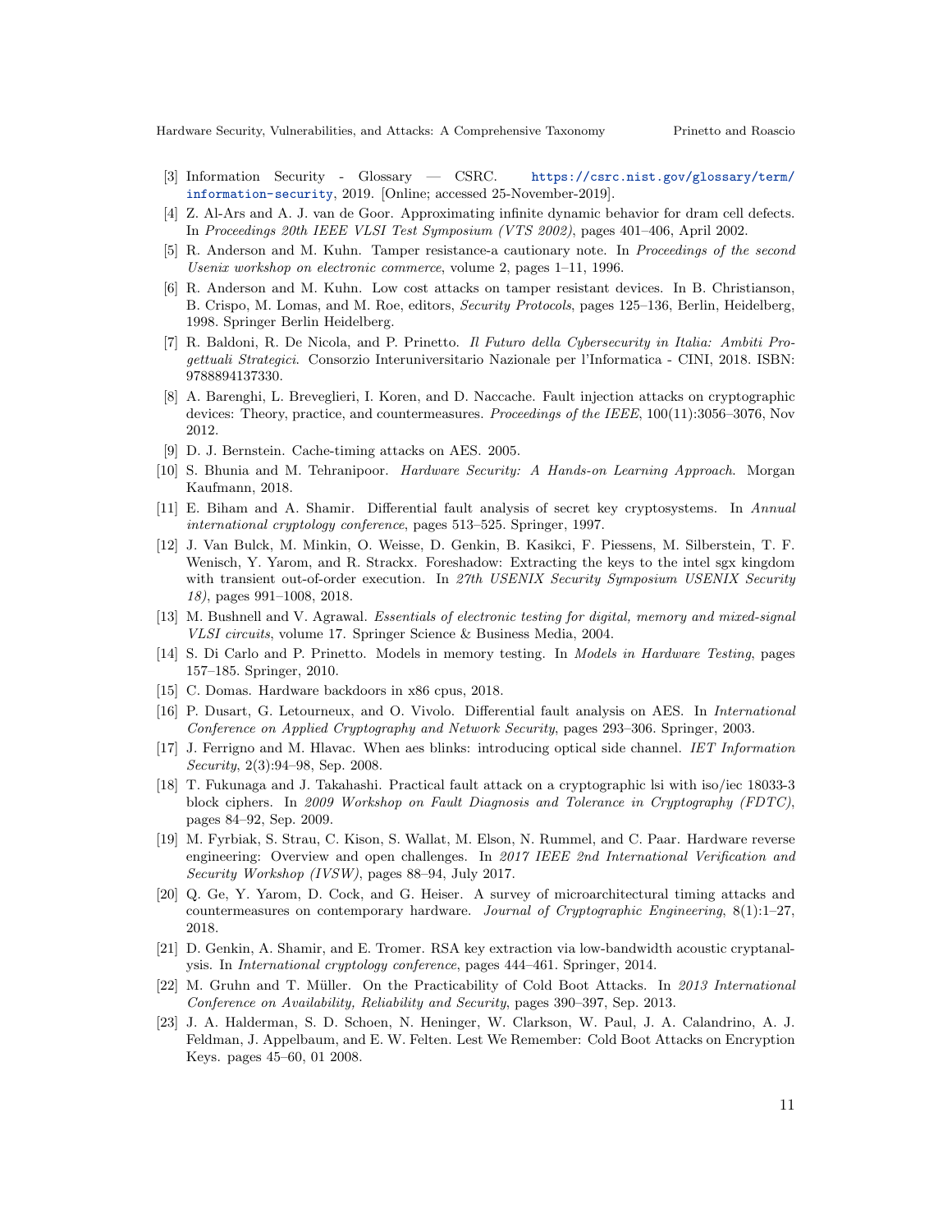[3] Information Security - Glossary — CSRC. https://csrc.nist.gov/glossary/term/information-security, 2019. [Online; accessed 25-November-2019].

[4] Z. Al-Ars and A. J. van de Goor. Approximating infinite dynamic behavior for dram cell defects. In *Proceedings 20th IEEE VLSI Test Symposium (VTS 2002)*, pages 401–406, April 2002.

[5] R. Anderson and M. Kuhn. Tamper resistance-a cautionary note. In *Proceedings of the second Usenix workshop on electronic commerce*, volume 2, pages 1–11, 1996.

[6] R. Anderson and M. Kuhn. Low cost attacks on tamper resistant devices. In B. Christianson, B. Crispo, M. Lomas, and M. Roe, editors, *Security Protocols*, pages 125–136, Berlin, Heidelberg, 1998. Springer Berlin Heidelberg.

[7] R. Baldoni, R. De Nicola, and P. Prinetto. *Il Futuro della Cybersecurity in Italia: Ambiti Progettuali Strategici*. Consorzio Interuniversitario Nazionale per l'Informatica - CINI, 2018. ISBN: 9788894137330.

[8] A. Barenghi, L. Breveglieri, I. Koren, and D. Naccache. Fault injection attacks on cryptographic devices: Theory, practice, and countermeasures. *Proceedings of the IEEE*, 100(11):3056–3076, Nov 2012.

[9] D. J. Bernstein. Cache-timing attacks on AES. 2005.

[10] S. Bhunia and M. Tehranipoor. *Hardware Security: A Hands-on Learning Approach*. Morgan Kaufmann, 2018.

[11] E. Biham and A. Shamir. Differential fault analysis of secret key cryptosystems. In *Annual international cryptology conference*, pages 513–525. Springer, 1997.

[12] J. Van Bulck, M. Minkin, O. Weisse, D. Genkin, B. Kasikci, F. Piessens, M. Silberstein, T. F. Wenisch, Y. Yarom, and R. Strackx. Foreshadow: Extracting the keys to the intel sgx kingdom with transient out-of-order execution. In *27th USENIX Security Symposium USENIX Security 18)*, pages 991–1008, 2018.

[13] M. Bushnell and V. Agrawal. *Essentials of electronic testing for digital, memory and mixed-signal VLSI circuits*, volume 17. Springer Science & Business Media, 2004.

[14] S. Di Carlo and P. Prinetto. Models in memory testing. In *Models in Hardware Testing*, pages 157–185. Springer, 2010.

[15] C. Domas. Hardware backdoors in x86 cpus, 2018.

[16] P. Dusart, G. Letourneux, and O. Vivolo. Differential fault analysis on AES. In *International Conference on Applied Cryptography and Network Security*, pages 293–306. Springer, 2003.

[17] J. Ferrigno and M. Hlavac. When aes blinks: introducing optical side channel. *IET Information Security*, 2(3):94–98, Sep. 2008.

[18] T. Fukunaga and J. Takahashi. Practical fault attack on a cryptographic lsi with iso/iec 18033-3 block ciphers. In *2009 Workshop on Fault Diagnosis and Tolerance in Cryptography (FDTC)*, pages 84–92, Sep. 2009.

[19] M. Fyrbiak, S. Strau, C. Kison, S. Wallat, M. Elson, N. Rummel, and C. Paar. Hardware reverse engineering: Overview and open challenges. In *2017 IEEE 2nd International Verification and Security Workshop (IVSW)*, pages 88–94, July 2017.

[20] Q. Ge, Y. Yarom, D. Cock, and G. Heiser. A survey of microarchitectural timing attacks and countermeasures on contemporary hardware. *Journal of Cryptographic Engineering*, 8(1):1–27, 2018.

[21] D. Genkin, A. Shamir, and E. Tromer. RSA key extraction via low-bandwidth acoustic cryptanalysis. In *International cryptology conference*, pages 444–461. Springer, 2014.

[22] M. Gruhn and T. Müller. On the Practicability of Cold Boot Attacks. In *2013 International Conference on Availability, Reliability and Security*, pages 390–397, Sep. 2013.

[23] J. A. Halderman, S. D. Schoen, N. Heninger, W. Clarkson, W. Paul, J. A. Calandrino, A. J. Feldman, J. Appelbaum, and E. W. Felten. Lest We Remember: Cold Boot Attacks on Encryption Keys. pages 45–60, 01 2008.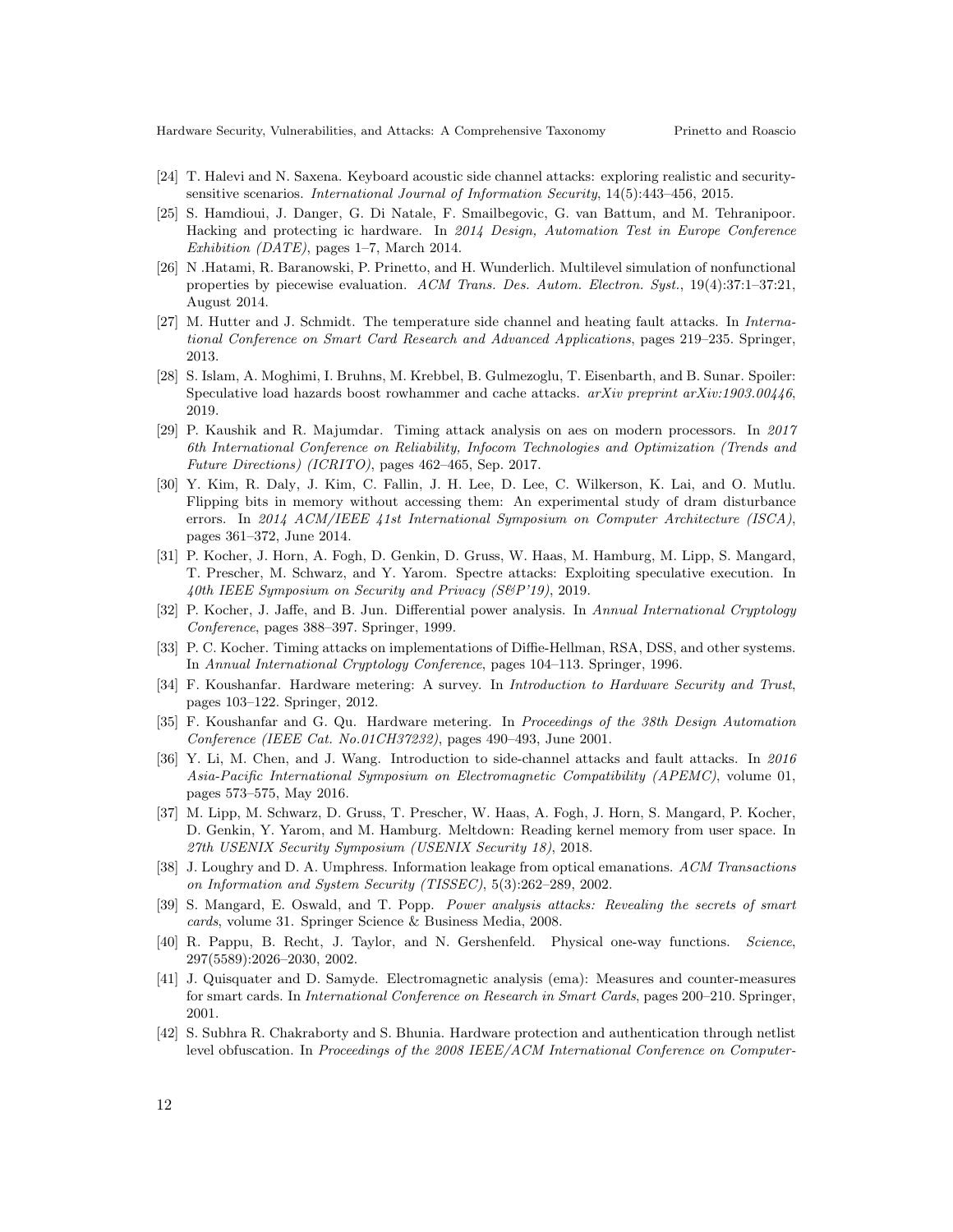[24] T. Halevi and N. Saxena. Keyboard acoustic side channel attacks: exploring realistic and security-sensitive scenarios. *International Journal of Information Security*, 14(5):443–456, 2015.

[25] S. Hamdioui, J. Danger, G. Di Natale, F. Smailbegovic, G. van Battum, and M. Tehranipoor. Hacking and protecting ic hardware. In *2014 Design, Automation Test in Europe Conference Exhibition (DATE)*, pages 1–7, March 2014.

[26] N .Hatami, R. Baranowski, P. Prinetto, and H. Wunderlich. Multilevel simulation of nonfunctional properties by piecewise evaluation. *ACM Trans. Des. Autom. Electron. Syst.*, 19(4):37:1–37:21, August 2014.

[27] M. Hutter and J. Schmidt. The temperature side channel and heating fault attacks. In *International Conference on Smart Card Research and Advanced Applications*, pages 219–235. Springer, 2013.

[28] S. Islam, A. Moghimi, I. Bruhns, M. Krebbel, B. Gulmezoglu, T. Eisenbarth, and B. Sunar. Spoiler: Speculative load hazards boost rowhammer and cache attacks. *arXiv preprint arXiv:1903.00446*, 2019.

[29] P. Kaushik and R. Majumdar. Timing attack analysis on aes on modern processors. In *2017 6th International Conference on Reliability, Infocom Technologies and Optimization (Trends and Future Directions) (ICRITO)*, pages 462–465, Sep. 2017.

[30] Y. Kim, R. Daly, J. Kim, C. Fallin, J. H. Lee, D. Lee, C. Wilkerson, K. Lai, and O. Mutlu. Flipping bits in memory without accessing them: An experimental study of dram disturbance errors. In *2014 ACM/IEEE 41st International Symposium on Computer Architecture (ISCA)*, pages 361–372, June 2014.

[31] P. Kocher, J. Horn, A. Fogh, D. Genkin, D. Gruss, W. Haas, M. Hamburg, M. Lipp, S. Mangard, T. Prescher, M. Schwarz, and Y. Yarom. Spectre attacks: Exploiting speculative execution. In *40th IEEE Symposium on Security and Privacy (S&P'19)*, 2019.

[32] P. Kocher, J. Jaffe, and B. Jun. Differential power analysis. In *Annual International Cryptology Conference*, pages 388–397. Springer, 1999.

[33] P. C. Kocher. Timing attacks on implementations of Diffie-Hellman, RSA, DSS, and other systems. In *Annual International Cryptology Conference*, pages 104–113. Springer, 1996.

[34] F. Koushanfar. Hardware metering: A survey. In *Introduction to Hardware Security and Trust*, pages 103–122. Springer, 2012.

[35] F. Koushanfar and G. Qu. Hardware metering. In *Proceedings of the 38th Design Automation Conference (IEEE Cat. No.01CH37232)*, pages 490–493, June 2001.

[36] Y. Li, M. Chen, and J. Wang. Introduction to side-channel attacks and fault attacks. In *2016 Asia-Pacific International Symposium on Electromagnetic Compatibility (APEMC)*, volume 01, pages 573–575, May 2016.

[37] M. Lipp, M. Schwarz, D. Gruss, T. Prescher, W. Haas, A. Fogh, J. Horn, S. Mangard, P. Kocher, D. Genkin, Y. Yarom, and M. Hamburg. Meltdown: Reading kernel memory from user space. In *27th USENIX Security Symposium (USENIX Security 18)*, 2018.

[38] J. Loughry and D. A. Umphress. Information leakage from optical emanations. *ACM Transactions on Information and System Security (TISSEC)*, 5(3):262–289, 2002.

[39] S. Mangard, E. Oswald, and T. Popp. *Power analysis attacks: Revealing the secrets of smart cards*, volume 31. Springer Science & Business Media, 2008.

[40] R. Pappu, B. Recht, J. Taylor, and N. Gershenfeld. Physical one-way functions. *Science*, 297(5589):2026–2030, 2002.

[41] J. Quisquater and D. Samyde. Electromagnetic analysis (ema): Measures and counter-measures for smart cards. In *International Conference on Research in Smart Cards*, pages 200–210. Springer, 2001.

[42] S. Subhra R. Chakraborty and S. Bhunia. Hardware protection and authentication through netlist level obfuscation. In *Proceedings of the 2008 IEEE/ACM International Conference on Computer-*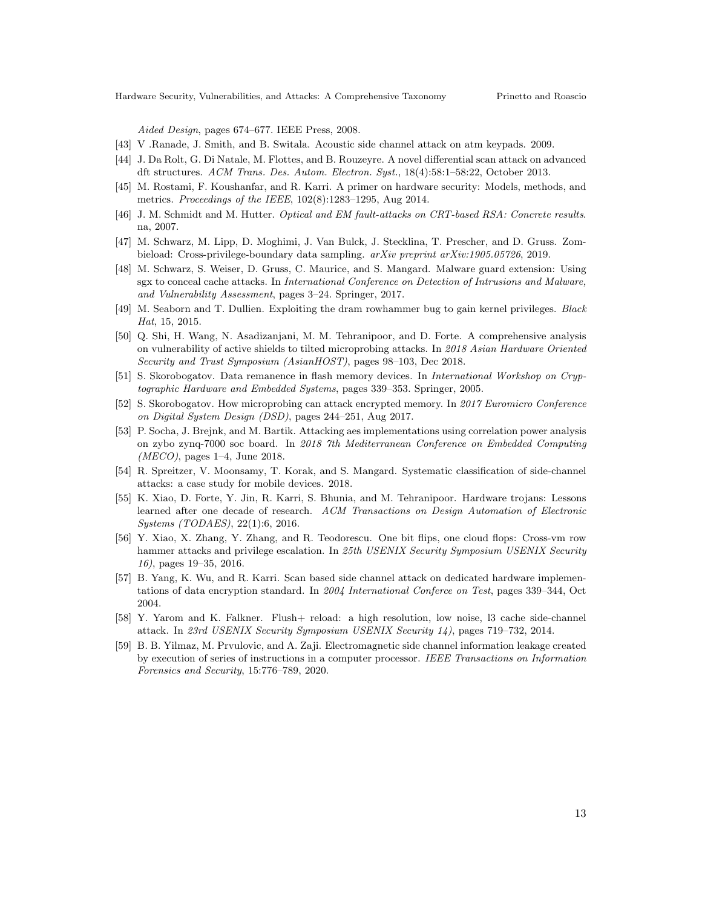*Aided Design*, pages 674–677. IEEE Press, 2008.

[43] V .Ranade, J. Smith, and B. Switala. Acoustic side channel attack on atm keypads. 2009.

[44] J. Da Rolt, G. Di Natale, M. Flottes, and B. Rouzeyre. A novel differential scan attack on advanced dft structures. *ACM Trans. Des. Autom. Electron. Syst.*, 18(4):58:1–58:22, October 2013.

[45] M. Rostami, F. Koushanfar, and R. Karri. A primer on hardware security: Models, methods, and metrics. *Proceedings of the IEEE*, 102(8):1283–1295, Aug 2014.

[46] J. M. Schmidt and M. Hutter. *Optical and EM fault-attacks on CRT-based RSA: Concrete results*. na, 2007.

[47] M. Schwarz, M. Lipp, D. Moghimi, J. Van Bulck, J. Stecklina, T. Prescher, and D. Gruss. Zombieload: Cross-privilege-boundary data sampling. *arXiv preprint arXiv:1905.05726*, 2019.

[48] M. Schwarz, S. Weiser, D. Gruss, C. Maurice, and S. Mangard. Malware guard extension: Using sgx to conceal cache attacks. In *International Conference on Detection of Intrusions and Malware, and Vulnerability Assessment*, pages 3–24. Springer, 2017.

[49] M. Seaborn and T. Dullien. Exploiting the dram rowhammer bug to gain kernel privileges. *Black Hat*, 15, 2015.

[50] Q. Shi, H. Wang, N. Asadizanjani, M. M. Tehranipoor, and D. Forte. A comprehensive analysis on vulnerability of active shields to tilted microprobing attacks. In *2018 Asian Hardware Oriented Security and Trust Symposium (AsianHOST)*, pages 98–103, Dec 2018.

[51] S. Skorobogatov. Data remanence in flash memory devices. In *International Workshop on Cryptographic Hardware and Embedded Systems*, pages 339–353. Springer, 2005.

[52] S. Skorobogatov. How microprobing can attack encrypted memory. In *2017 Euromicro Conference on Digital System Design (DSD)*, pages 244–251, Aug 2017.

[53] P. Socha, J. Brejnk, and M. Bartik. Attacking aes implementations using correlation power analysis on zybo zynq-7000 soc board. In *2018 7th Mediterranean Conference on Embedded Computing (MECO)*, pages 1–4, June 2018.

[54] R. Spreitzer, V. Moonsamy, T. Korak, and S. Mangard. Systematic classification of side-channel attacks: a case study for mobile devices. 2018.

[55] K. Xiao, D. Forte, Y. Jin, R. Karri, S. Bhunia, and M. Tehranipoor. Hardware trojans: Lessons learned after one decade of research. *ACM Transactions on Design Automation of Electronic Systems (TODAES)*, 22(1):6, 2016.

[56] Y. Xiao, X. Zhang, Y. Zhang, and R. Teodorescu. One bit flips, one cloud flops: Cross-vm row hammer attacks and privilege escalation. In *25th USENIX Security Symposium USENIX Security 16)*, pages 19–35, 2016.

[57] B. Yang, K. Wu, and R. Karri. Scan based side channel attack on dedicated hardware implementations of data encryption standard. In *2004 International Conferce on Test*, pages 339–344, Oct 2004.

[58] Y. Yarom and K. Falkner. Flush+ reload: a high resolution, low noise, l3 cache side-channel attack. In *23rd USENIX Security Symposium USENIX Security 14)*, pages 719–732, 2014.

[59] B. B. Yilmaz, M. Prvulovic, and A. Zaji. Electromagnetic side channel information leakage created by execution of series of instructions in a computer processor. *IEEE Transactions on Information Forensics and Security*, 15:776–789, 2020.